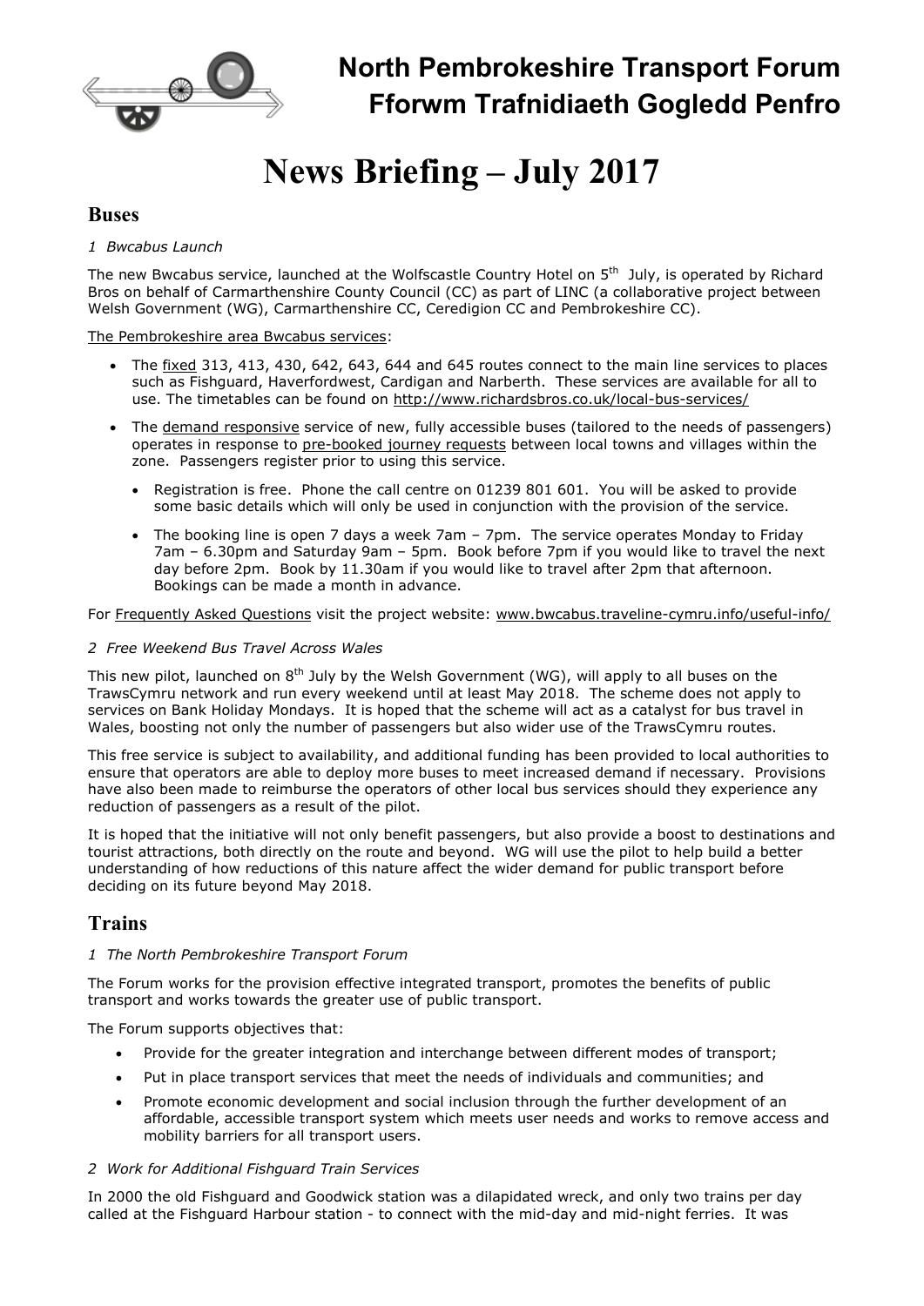# North Pembrokeshire Transport Forum
# Fforwm Trafnidiaeth Gogledd Penfro

# News Briefing – July 2017

## Buses

*1 Bwcabus Launch*

The new Bwcabus service, launched at the Wolfscastle Country Hotel on 5th July, is operated by Richard Bros on behalf of Carmarthenshire County Council (CC) as part of LINC (a collaborative project between Welsh Government (WG), Carmarthenshire CC, Ceredigion CC and Pembrokeshire CC).

The Pembrokeshire area Bwcabus services:

- The fixed 313, 413, 430, 642, 643, 644 and 645 routes connect to the main line services to places such as Fishguard, Haverfordwest, Cardigan and Narberth. These services are available for all to use. The timetables can be found on http://www.richardsbros.co.uk/local-bus-services/
- The demand responsive service of new, fully accessible buses (tailored to the needs of passengers) operates in response to pre-booked journey requests between local towns and villages within the zone. Passengers register prior to using this service.
  - Registration is free. Phone the call centre on 01239 801 601. You will be asked to provide some basic details which will only be used in conjunction with the provision of the service.
  - The booking line is open 7 days a week 7am – 7pm. The service operates Monday to Friday 7am – 6.30pm and Saturday 9am – 5pm. Book before 7pm if you would like to travel the next day before 2pm. Book by 11.30am if you would like to travel after 2pm that afternoon. Bookings can be made a month in advance.

For Frequently Asked Questions visit the project website: www.bwcabus.traveline-cymru.info/useful-info/

*2 Free Weekend Bus Travel Across Wales*

This new pilot, launched on 8th July by the Welsh Government (WG), will apply to all buses on the TrawsCymru network and run every weekend until at least May 2018. The scheme does not apply to services on Bank Holiday Mondays. It is hoped that the scheme will act as a catalyst for bus travel in Wales, boosting not only the number of passengers but also wider use of the TrawsCymru routes.

This free service is subject to availability, and additional funding has been provided to local authorities to ensure that operators are able to deploy more buses to meet increased demand if necessary. Provisions have also been made to reimburse the operators of other local bus services should they experience any reduction of passengers as a result of the pilot.

It is hoped that the initiative will not only benefit passengers, but also provide a boost to destinations and tourist attractions, both directly on the route and beyond. WG will use the pilot to help build a better understanding of how reductions of this nature affect the wider demand for public transport before deciding on its future beyond May 2018.

## Trains

*1 The North Pembrokeshire Transport Forum*

The Forum works for the provision effective integrated transport, promotes the benefits of public transport and works towards the greater use of public transport.

The Forum supports objectives that:

- Provide for the greater integration and interchange between different modes of transport;
- Put in place transport services that meet the needs of individuals and communities; and
- Promote economic development and social inclusion through the further development of an affordable, accessible transport system which meets user needs and works to remove access and mobility barriers for all transport users.

*2 Work for Additional Fishguard Train Services*

In 2000 the old Fishguard and Goodwick station was a dilapidated wreck, and only two trains per day called at the Fishguard Harbour station - to connect with the mid-day and mid-night ferries. It was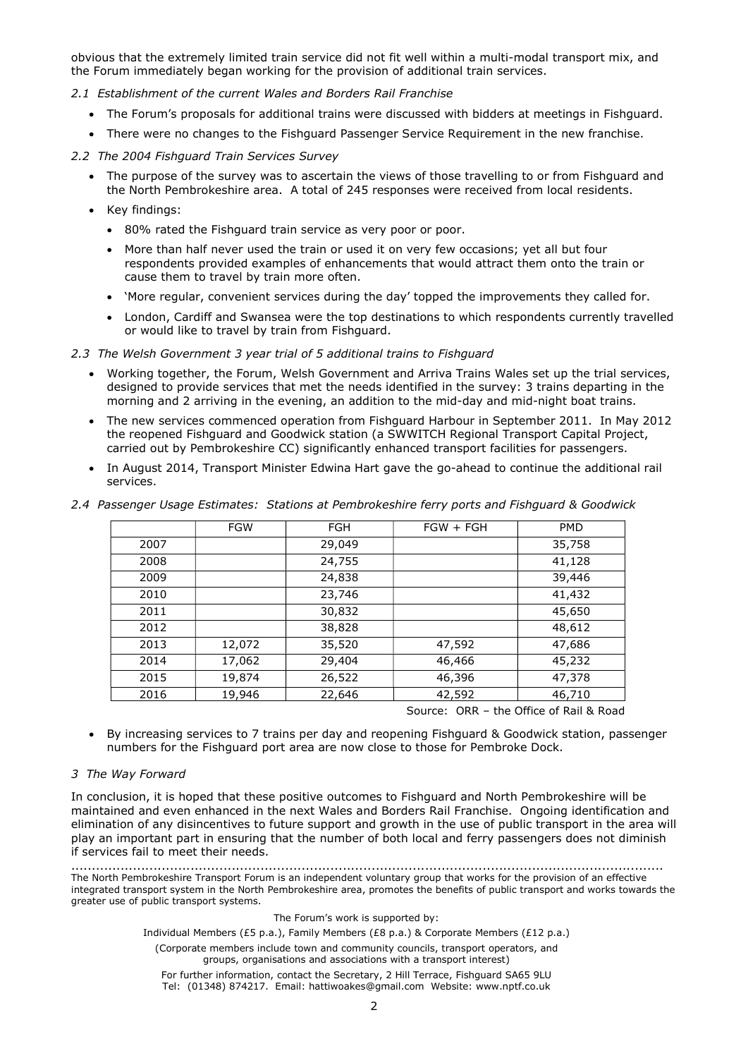obvious that the extremely limited train service did not fit well within a multi-modal transport mix, and the Forum immediately began working for the provision of additional train services.

*2.1 Establishment of the current Wales and Borders Rail Franchise*

- The Forum's proposals for additional trains were discussed with bidders at meetings in Fishguard.
- There were no changes to the Fishguard Passenger Service Requirement in the new franchise.

*2.2 The 2004 Fishguard Train Services Survey*

- The purpose of the survey was to ascertain the views of those travelling to or from Fishguard and the North Pembrokeshire area. A total of 245 responses were received from local residents.
- Key findings:
  - 80% rated the Fishguard train service as very poor or poor.
  - More than half never used the train or used it on very few occasions; yet all but four respondents provided examples of enhancements that would attract them onto the train or cause them to travel by train more often.
  - 'More regular, convenient services during the day' topped the improvements they called for.
  - London, Cardiff and Swansea were the top destinations to which respondents currently travelled or would like to travel by train from Fishguard.

*2.3 The Welsh Government 3 year trial of 5 additional trains to Fishguard*

- Working together, the Forum, Welsh Government and Arriva Trains Wales set up the trial services, designed to provide services that met the needs identified in the survey: 3 trains departing in the morning and 2 arriving in the evening, an addition to the mid-day and mid-night boat trains.
- The new services commenced operation from Fishguard Harbour in September 2011. In May 2012 the reopened Fishguard and Goodwick station (a SWWITCH Regional Transport Capital Project, carried out by Pembrokeshire CC) significantly enhanced transport facilities for passengers.
- In August 2014, Transport Minister Edwina Hart gave the go-ahead to continue the additional rail services.

*2.4 Passenger Usage Estimates: Stations at Pembrokeshire ferry ports and Fishguard & Goodwick*

| | FGW | FGH | FGW + FGH | PMD |
|---|---|---|---|---|
| 2007 | | 29,049 | | 35,758 |
| 2008 | | 24,755 | | 41,128 |
| 2009 | | 24,838 | | 39,446 |
| 2010 | | 23,746 | | 41,432 |
| 2011 | | 30,832 | | 45,650 |
| 2012 | | 38,828 | | 48,612 |
| 2013 | 12,072 | 35,520 | 47,592 | 47,686 |
| 2014 | 17,062 | 29,404 | 46,466 | 45,232 |
| 2015 | 19,874 | 26,522 | 46,396 | 47,378 |
| 2016 | 19,946 | 22,646 | 42,592 | 46,710 |

Source: ORR – the Office of Rail & Road

- By increasing services to 7 trains per day and reopening Fishguard & Goodwick station, passenger numbers for the Fishguard port area are now close to those for Pembroke Dock.

*3 The Way Forward*

In conclusion, it is hoped that these positive outcomes to Fishguard and North Pembrokeshire will be maintained and even enhanced in the next Wales and Borders Rail Franchise. Ongoing identification and elimination of any disincentives to future support and growth in the use of public transport in the area will play an important part in ensuring that the number of both local and ferry passengers does not diminish if services fail to meet their needs.

---

The North Pembrokeshire Transport Forum is an independent voluntary group that works for the provision of an effective integrated transport system in the North Pembrokeshire area, promotes the benefits of public transport and works towards the greater use of public transport systems.

The Forum's work is supported by:

Individual Members (£5 p.a.), Family Members (£8 p.a.) & Corporate Members (£12 p.a.)

(Corporate members include town and community councils, transport operators, and groups, organisations and associations with a transport interest)

For further information, contact the Secretary, 2 Hill Terrace, Fishguard SA65 9LU
Tel: (01348) 874217. Email: hattiwoakes@gmail.com Website: www.nptf.co.uk